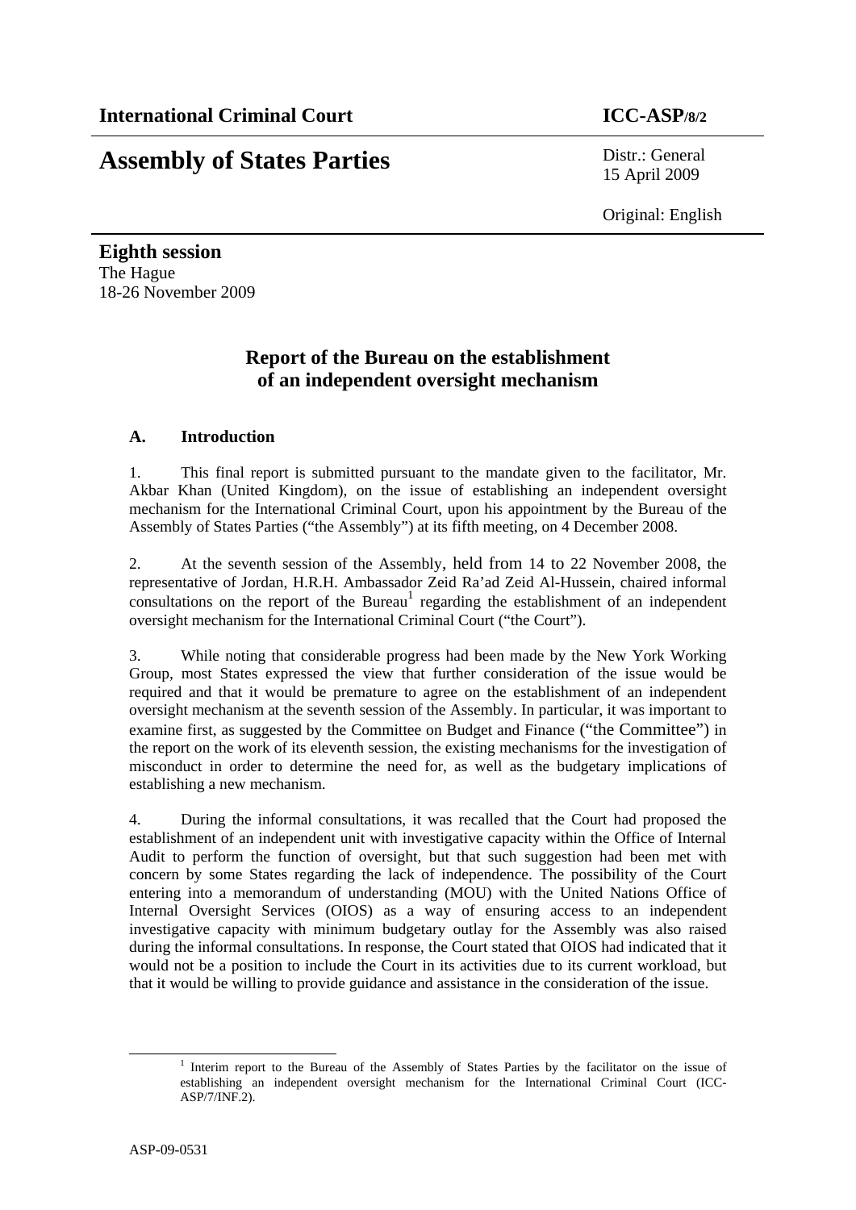**International Criminal Court** **ICC-ASP/8/2**

# Assembly of States Parties

Distr.: General
15 April 2009

Original: English

**Eighth session**
The Hague
18-26 November 2009

## Report of the Bureau on the establishment of an independent oversight mechanism

### A. Introduction

1. This final report is submitted pursuant to the mandate given to the facilitator, Mr. Akbar Khan (United Kingdom), on the issue of establishing an independent oversight mechanism for the International Criminal Court, upon his appointment by the Bureau of the Assembly of States Parties ("the Assembly") at its fifth meeting, on 4 December 2008.

2. At the seventh session of the Assembly, held from 14 to 22 November 2008, the representative of Jordan, H.R.H. Ambassador Zeid Ra'ad Zeid Al-Hussein, chaired informal consultations on the report of the Bureau[1] regarding the establishment of an independent oversight mechanism for the International Criminal Court ("the Court").

3. While noting that considerable progress had been made by the New York Working Group, most States expressed the view that further consideration of the issue would be required and that it would be premature to agree on the establishment of an independent oversight mechanism at the seventh session of the Assembly. In particular, it was important to examine first, as suggested by the Committee on Budget and Finance ("the Committee") in the report on the work of its eleventh session, the existing mechanisms for the investigation of misconduct in order to determine the need for, as well as the budgetary implications of establishing a new mechanism.

4. During the informal consultations, it was recalled that the Court had proposed the establishment of an independent unit with investigative capacity within the Office of Internal Audit to perform the function of oversight, but that such suggestion had been met with concern by some States regarding the lack of independence. The possibility of the Court entering into a memorandum of understanding (MOU) with the United Nations Office of Internal Oversight Services (OIOS) as a way of ensuring access to an independent investigative capacity with minimum budgetary outlay for the Assembly was also raised during the informal consultations. In response, the Court stated that OIOS had indicated that it would not be a position to include the Court in its activities due to its current workload, but that it would be willing to provide guidance and assistance in the consideration of the issue.

[1] Interim report to the Bureau of the Assembly of States Parties by the facilitator on the issue of establishing an independent oversight mechanism for the International Criminal Court (ICC-ASP/7/INF.2).

ASP-09-0531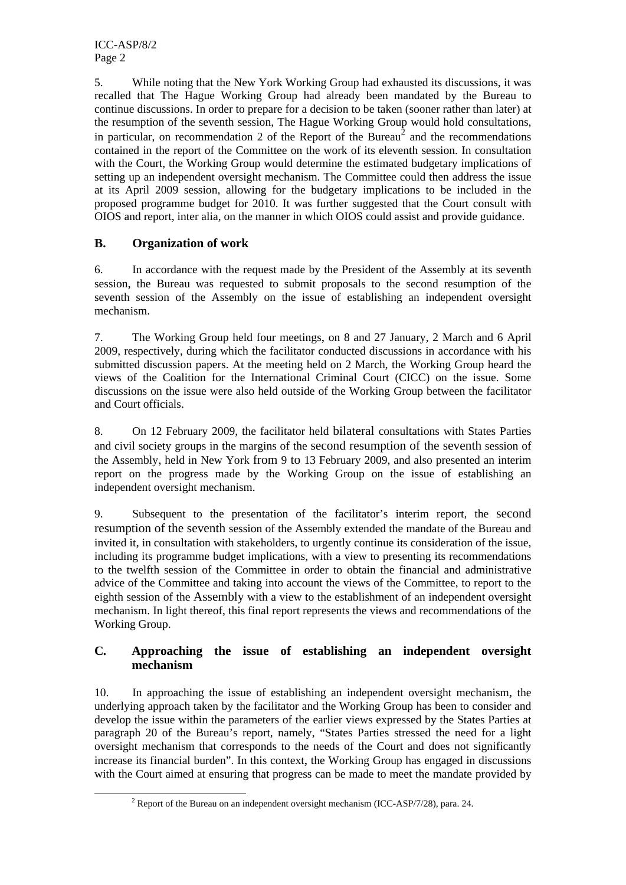5. While noting that the New York Working Group had exhausted its discussions, it was recalled that The Hague Working Group had already been mandated by the Bureau to continue discussions. In order to prepare for a decision to be taken (sooner rather than later) at the resumption of the seventh session, The Hague Working Group would hold consultations, in particular, on recommendation 2 of the Report of the Bureau[2] and the recommendations contained in the report of the Committee on the work of its eleventh session. In consultation with the Court, the Working Group would determine the estimated budgetary implications of setting up an independent oversight mechanism. The Committee could then address the issue at its April 2009 session, allowing for the budgetary implications to be included in the proposed programme budget for 2010. It was further suggested that the Court consult with OIOS and report, inter alia, on the manner in which OIOS could assist and provide guidance.

## B. Organization of work

6. In accordance with the request made by the President of the Assembly at its seventh session, the Bureau was requested to submit proposals to the second resumption of the seventh session of the Assembly on the issue of establishing an independent oversight mechanism.

7. The Working Group held four meetings, on 8 and 27 January, 2 March and 6 April 2009, respectively, during which the facilitator conducted discussions in accordance with his submitted discussion papers. At the meeting held on 2 March, the Working Group heard the views of the Coalition for the International Criminal Court (CICC) on the issue. Some discussions on the issue were also held outside of the Working Group between the facilitator and Court officials.

8. On 12 February 2009, the facilitator held bilateral consultations with States Parties and civil society groups in the margins of the second resumption of the seventh session of the Assembly, held in New York from 9 to 13 February 2009, and also presented an interim report on the progress made by the Working Group on the issue of establishing an independent oversight mechanism.

9. Subsequent to the presentation of the facilitator's interim report, the second resumption of the seventh session of the Assembly extended the mandate of the Bureau and invited it, in consultation with stakeholders, to urgently continue its consideration of the issue, including its programme budget implications, with a view to presenting its recommendations to the twelfth session of the Committee in order to obtain the financial and administrative advice of the Committee and taking into account the views of the Committee, to report to the eighth session of the Assembly with a view to the establishment of an independent oversight mechanism. In light thereof, this final report represents the views and recommendations of the Working Group.

## C. Approaching the issue of establishing an independent oversight mechanism

10. In approaching the issue of establishing an independent oversight mechanism, the underlying approach taken by the facilitator and the Working Group has been to consider and develop the issue within the parameters of the earlier views expressed by the States Parties at paragraph 20 of the Bureau's report, namely, "States Parties stressed the need for a light oversight mechanism that corresponds to the needs of the Court and does not significantly increase its financial burden". In this context, the Working Group has engaged in discussions with the Court aimed at ensuring that progress can be made to meet the mandate provided by

[2] Report of the Bureau on an independent oversight mechanism (ICC-ASP/7/28), para. 24.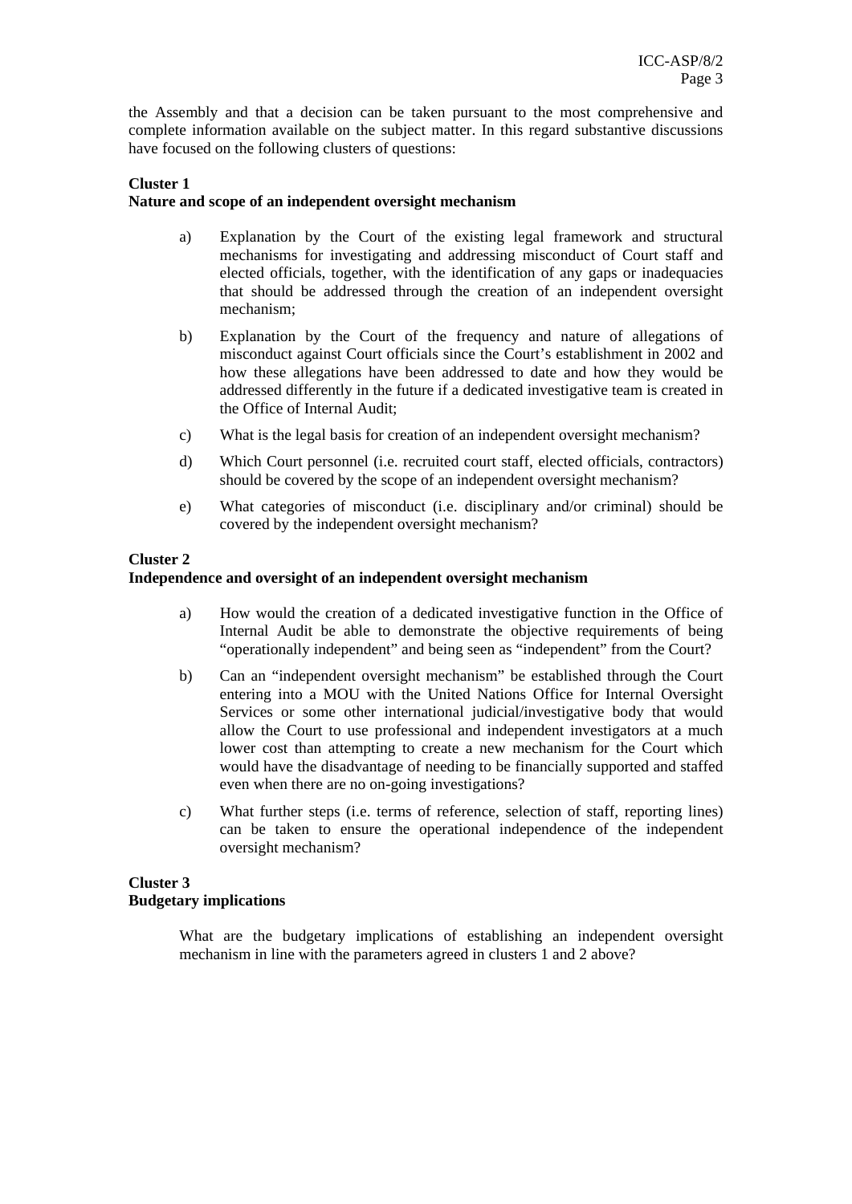the Assembly and that a decision can be taken pursuant to the most comprehensive and complete information available on the subject matter. In this regard substantive discussions have focused on the following clusters of questions:

**Cluster 1**
**Nature and scope of an independent oversight mechanism**

a) Explanation by the Court of the existing legal framework and structural mechanisms for investigating and addressing misconduct of Court staff and elected officials, together, with the identification of any gaps or inadequacies that should be addressed through the creation of an independent oversight mechanism;

b) Explanation by the Court of the frequency and nature of allegations of misconduct against Court officials since the Court's establishment in 2002 and how these allegations have been addressed to date and how they would be addressed differently in the future if a dedicated investigative team is created in the Office of Internal Audit;

c) What is the legal basis for creation of an independent oversight mechanism?

d) Which Court personnel (i.e. recruited court staff, elected officials, contractors) should be covered by the scope of an independent oversight mechanism?

e) What categories of misconduct (i.e. disciplinary and/or criminal) should be covered by the independent oversight mechanism?

**Cluster 2**
**Independence and oversight of an independent oversight mechanism**

a) How would the creation of a dedicated investigative function in the Office of Internal Audit be able to demonstrate the objective requirements of being "operationally independent" and being seen as "independent" from the Court?

b) Can an "independent oversight mechanism" be established through the Court entering into a MOU with the United Nations Office for Internal Oversight Services or some other international judicial/investigative body that would allow the Court to use professional and independent investigators at a much lower cost than attempting to create a new mechanism for the Court which would have the disadvantage of needing to be financially supported and staffed even when there are no on-going investigations?

c) What further steps (i.e. terms of reference, selection of staff, reporting lines) can be taken to ensure the operational independence of the independent oversight mechanism?

**Cluster 3**
**Budgetary implications**

What are the budgetary implications of establishing an independent oversight mechanism in line with the parameters agreed in clusters 1 and 2 above?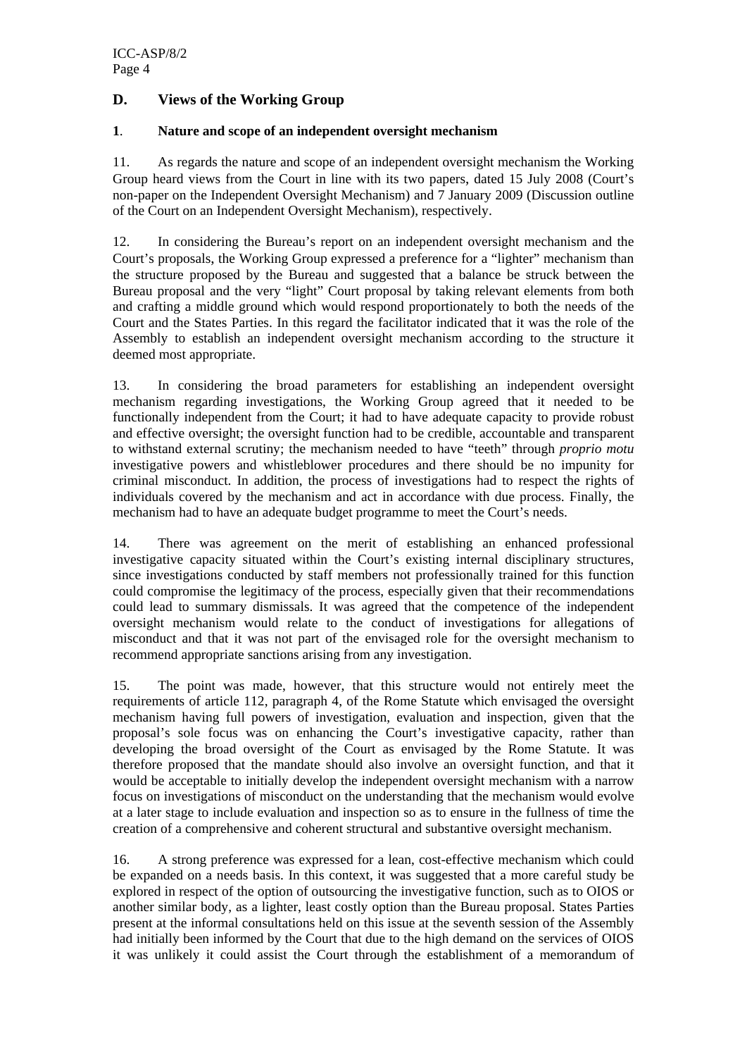## D. Views of the Working Group

### 1. Nature and scope of an independent oversight mechanism

11. As regards the nature and scope of an independent oversight mechanism the Working Group heard views from the Court in line with its two papers, dated 15 July 2008 (Court's non-paper on the Independent Oversight Mechanism) and 7 January 2009 (Discussion outline of the Court on an Independent Oversight Mechanism), respectively.

12. In considering the Bureau's report on an independent oversight mechanism and the Court's proposals, the Working Group expressed a preference for a "lighter" mechanism than the structure proposed by the Bureau and suggested that a balance be struck between the Bureau proposal and the very "light" Court proposal by taking relevant elements from both and crafting a middle ground which would respond proportionately to both the needs of the Court and the States Parties. In this regard the facilitator indicated that it was the role of the Assembly to establish an independent oversight mechanism according to the structure it deemed most appropriate.

13. In considering the broad parameters for establishing an independent oversight mechanism regarding investigations, the Working Group agreed that it needed to be functionally independent from the Court; it had to have adequate capacity to provide robust and effective oversight; the oversight function had to be credible, accountable and transparent to withstand external scrutiny; the mechanism needed to have "teeth" through *proprio motu* investigative powers and whistleblower procedures and there should be no impunity for criminal misconduct. In addition, the process of investigations had to respect the rights of individuals covered by the mechanism and act in accordance with due process. Finally, the mechanism had to have an adequate budget programme to meet the Court's needs.

14. There was agreement on the merit of establishing an enhanced professional investigative capacity situated within the Court's existing internal disciplinary structures, since investigations conducted by staff members not professionally trained for this function could compromise the legitimacy of the process, especially given that their recommendations could lead to summary dismissals. It was agreed that the competence of the independent oversight mechanism would relate to the conduct of investigations for allegations of misconduct and that it was not part of the envisaged role for the oversight mechanism to recommend appropriate sanctions arising from any investigation.

15. The point was made, however, that this structure would not entirely meet the requirements of article 112, paragraph 4, of the Rome Statute which envisaged the oversight mechanism having full powers of investigation, evaluation and inspection, given that the proposal's sole focus was on enhancing the Court's investigative capacity, rather than developing the broad oversight of the Court as envisaged by the Rome Statute. It was therefore proposed that the mandate should also involve an oversight function, and that it would be acceptable to initially develop the independent oversight mechanism with a narrow focus on investigations of misconduct on the understanding that the mechanism would evolve at a later stage to include evaluation and inspection so as to ensure in the fullness of time the creation of a comprehensive and coherent structural and substantive oversight mechanism.

16. A strong preference was expressed for a lean, cost-effective mechanism which could be expanded on a needs basis. In this context, it was suggested that a more careful study be explored in respect of the option of outsourcing the investigative function, such as to OIOS or another similar body, as a lighter, least costly option than the Bureau proposal. States Parties present at the informal consultations held on this issue at the seventh session of the Assembly had initially been informed by the Court that due to the high demand on the services of OIOS it was unlikely it could assist the Court through the establishment of a memorandum of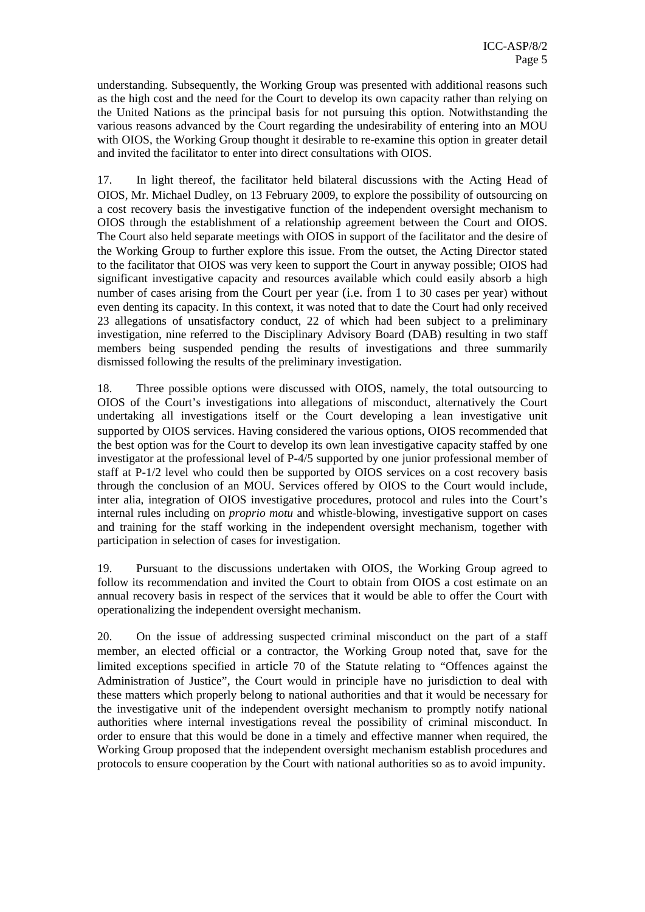understanding. Subsequently, the Working Group was presented with additional reasons such as the high cost and the need for the Court to develop its own capacity rather than relying on the United Nations as the principal basis for not pursuing this option. Notwithstanding the various reasons advanced by the Court regarding the undesirability of entering into an MOU with OIOS, the Working Group thought it desirable to re-examine this option in greater detail and invited the facilitator to enter into direct consultations with OIOS.

17. In light thereof, the facilitator held bilateral discussions with the Acting Head of OIOS, Mr. Michael Dudley, on 13 February 2009, to explore the possibility of outsourcing on a cost recovery basis the investigative function of the independent oversight mechanism to OIOS through the establishment of a relationship agreement between the Court and OIOS. The Court also held separate meetings with OIOS in support of the facilitator and the desire of the Working Group to further explore this issue. From the outset, the Acting Director stated to the facilitator that OIOS was very keen to support the Court in anyway possible; OIOS had significant investigative capacity and resources available which could easily absorb a high number of cases arising from the Court per year (i.e. from 1 to 30 cases per year) without even denting its capacity. In this context, it was noted that to date the Court had only received 23 allegations of unsatisfactory conduct, 22 of which had been subject to a preliminary investigation, nine referred to the Disciplinary Advisory Board (DAB) resulting in two staff members being suspended pending the results of investigations and three summarily dismissed following the results of the preliminary investigation.

18. Three possible options were discussed with OIOS, namely, the total outsourcing to OIOS of the Court's investigations into allegations of misconduct, alternatively the Court undertaking all investigations itself or the Court developing a lean investigative unit supported by OIOS services. Having considered the various options, OIOS recommended that the best option was for the Court to develop its own lean investigative capacity staffed by one investigator at the professional level of P-4/5 supported by one junior professional member of staff at P-1/2 level who could then be supported by OIOS services on a cost recovery basis through the conclusion of an MOU. Services offered by OIOS to the Court would include, inter alia, integration of OIOS investigative procedures, protocol and rules into the Court's internal rules including on *proprio motu* and whistle-blowing, investigative support on cases and training for the staff working in the independent oversight mechanism, together with participation in selection of cases for investigation.

19. Pursuant to the discussions undertaken with OIOS, the Working Group agreed to follow its recommendation and invited the Court to obtain from OIOS a cost estimate on an annual recovery basis in respect of the services that it would be able to offer the Court with operationalizing the independent oversight mechanism.

20. On the issue of addressing suspected criminal misconduct on the part of a staff member, an elected official or a contractor, the Working Group noted that, save for the limited exceptions specified in article 70 of the Statute relating to "Offences against the Administration of Justice", the Court would in principle have no jurisdiction to deal with these matters which properly belong to national authorities and that it would be necessary for the investigative unit of the independent oversight mechanism to promptly notify national authorities where internal investigations reveal the possibility of criminal misconduct. In order to ensure that this would be done in a timely and effective manner when required, the Working Group proposed that the independent oversight mechanism establish procedures and protocols to ensure cooperation by the Court with national authorities so as to avoid impunity.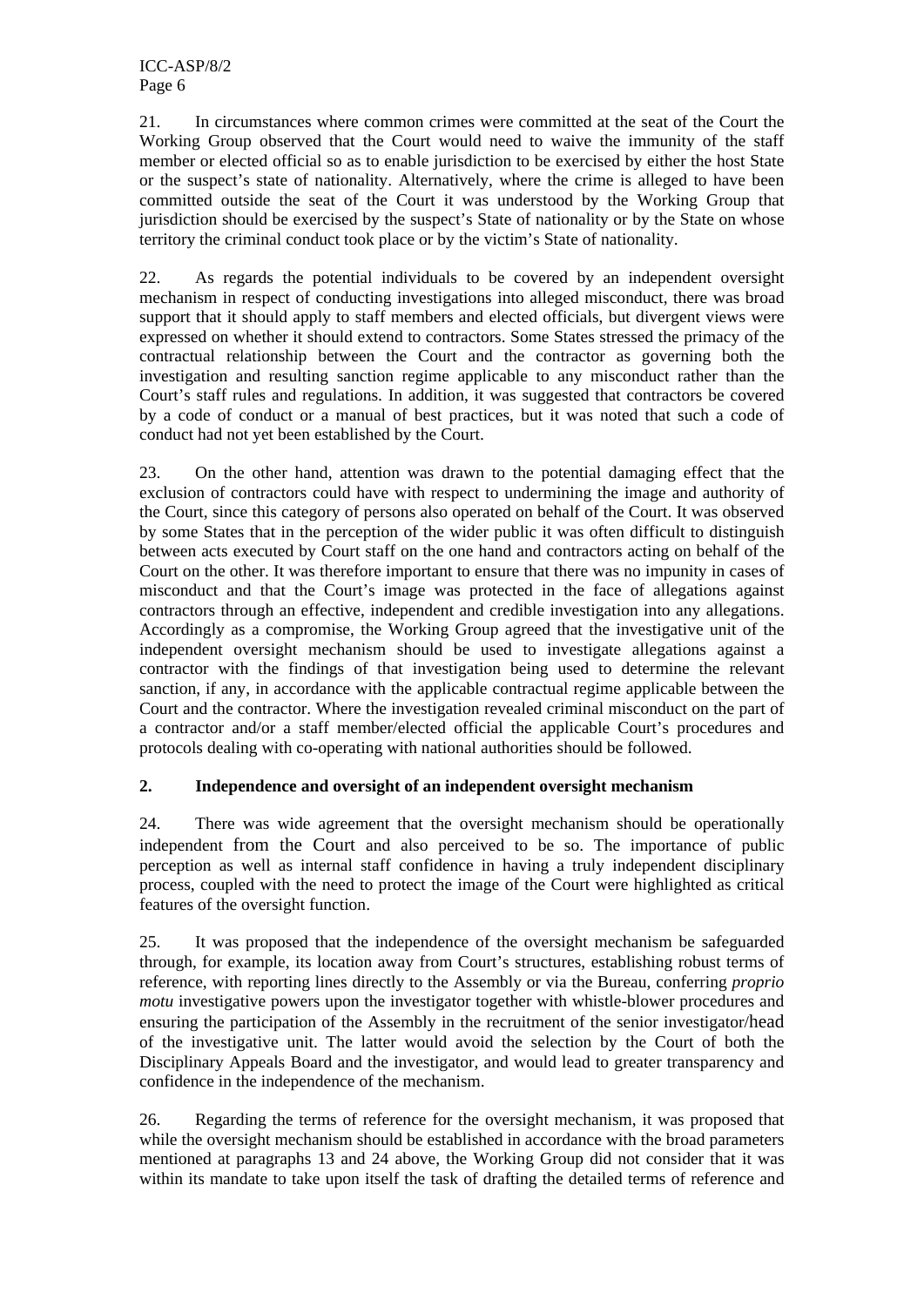21. In circumstances where common crimes were committed at the seat of the Court the Working Group observed that the Court would need to waive the immunity of the staff member or elected official so as to enable jurisdiction to be exercised by either the host State or the suspect's state of nationality. Alternatively, where the crime is alleged to have been committed outside the seat of the Court it was understood by the Working Group that jurisdiction should be exercised by the suspect's State of nationality or by the State on whose territory the criminal conduct took place or by the victim's State of nationality.

22. As regards the potential individuals to be covered by an independent oversight mechanism in respect of conducting investigations into alleged misconduct, there was broad support that it should apply to staff members and elected officials, but divergent views were expressed on whether it should extend to contractors. Some States stressed the primacy of the contractual relationship between the Court and the contractor as governing both the investigation and resulting sanction regime applicable to any misconduct rather than the Court's staff rules and regulations. In addition, it was suggested that contractors be covered by a code of conduct or a manual of best practices, but it was noted that such a code of conduct had not yet been established by the Court.

23. On the other hand, attention was drawn to the potential damaging effect that the exclusion of contractors could have with respect to undermining the image and authority of the Court, since this category of persons also operated on behalf of the Court. It was observed by some States that in the perception of the wider public it was often difficult to distinguish between acts executed by Court staff on the one hand and contractors acting on behalf of the Court on the other. It was therefore important to ensure that there was no impunity in cases of misconduct and that the Court's image was protected in the face of allegations against contractors through an effective, independent and credible investigation into any allegations. Accordingly as a compromise, the Working Group agreed that the investigative unit of the independent oversight mechanism should be used to investigate allegations against a contractor with the findings of that investigation being used to determine the relevant sanction, if any, in accordance with the applicable contractual regime applicable between the Court and the contractor. Where the investigation revealed criminal misconduct on the part of a contractor and/or a staff member/elected official the applicable Court's procedures and protocols dealing with co-operating with national authorities should be followed.

**2. Independence and oversight of an independent oversight mechanism**

24. There was wide agreement that the oversight mechanism should be operationally independent from the Court and also perceived to be so. The importance of public perception as well as internal staff confidence in having a truly independent disciplinary process, coupled with the need to protect the image of the Court were highlighted as critical features of the oversight function.

25. It was proposed that the independence of the oversight mechanism be safeguarded through, for example, its location away from Court's structures, establishing robust terms of reference, with reporting lines directly to the Assembly or via the Bureau, conferring *proprio motu* investigative powers upon the investigator together with whistle-blower procedures and ensuring the participation of the Assembly in the recruitment of the senior investigator/head of the investigative unit. The latter would avoid the selection by the Court of both the Disciplinary Appeals Board and the investigator, and would lead to greater transparency and confidence in the independence of the mechanism.

26. Regarding the terms of reference for the oversight mechanism, it was proposed that while the oversight mechanism should be established in accordance with the broad parameters mentioned at paragraphs 13 and 24 above, the Working Group did not consider that it was within its mandate to take upon itself the task of drafting the detailed terms of reference and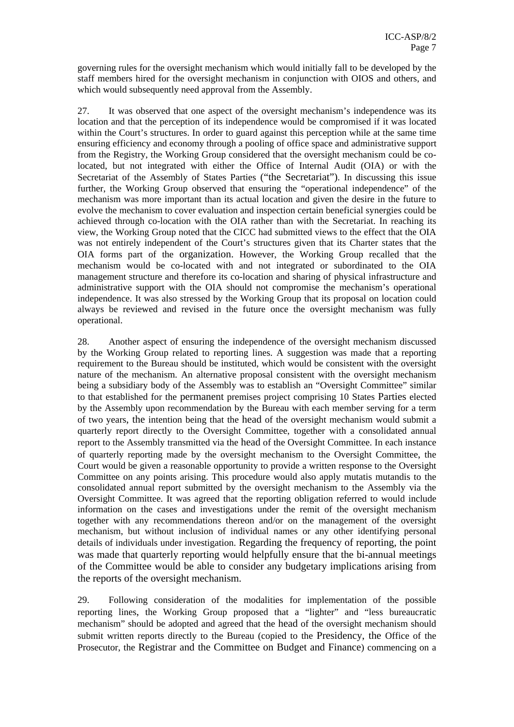governing rules for the oversight mechanism which would initially fall to be developed by the staff members hired for the oversight mechanism in conjunction with OIOS and others, and which would subsequently need approval from the Assembly.

27. It was observed that one aspect of the oversight mechanism's independence was its location and that the perception of its independence would be compromised if it was located within the Court's structures. In order to guard against this perception while at the same time ensuring efficiency and economy through a pooling of office space and administrative support from the Registry, the Working Group considered that the oversight mechanism could be co-located, but not integrated with either the Office of Internal Audit (OIA) or with the Secretariat of the Assembly of States Parties ("the Secretariat"). In discussing this issue further, the Working Group observed that ensuring the "operational independence" of the mechanism was more important than its actual location and given the desire in the future to evolve the mechanism to cover evaluation and inspection certain beneficial synergies could be achieved through co-location with the OIA rather than with the Secretariat. In reaching its view, the Working Group noted that the CICC had submitted views to the effect that the OIA was not entirely independent of the Court's structures given that its Charter states that the OIA forms part of the organization. However, the Working Group recalled that the mechanism would be co-located with and not integrated or subordinated to the OIA management structure and therefore its co-location and sharing of physical infrastructure and administrative support with the OIA should not compromise the mechanism's operational independence. It was also stressed by the Working Group that its proposal on location could always be reviewed and revised in the future once the oversight mechanism was fully operational.

28. Another aspect of ensuring the independence of the oversight mechanism discussed by the Working Group related to reporting lines. A suggestion was made that a reporting requirement to the Bureau should be instituted, which would be consistent with the oversight nature of the mechanism. An alternative proposal consistent with the oversight mechanism being a subsidiary body of the Assembly was to establish an "Oversight Committee" similar to that established for the permanent premises project comprising 10 States Parties elected by the Assembly upon recommendation by the Bureau with each member serving for a term of two years, the intention being that the head of the oversight mechanism would submit a quarterly report directly to the Oversight Committee, together with a consolidated annual report to the Assembly transmitted via the head of the Oversight Committee. In each instance of quarterly reporting made by the oversight mechanism to the Oversight Committee, the Court would be given a reasonable opportunity to provide a written response to the Oversight Committee on any points arising. This procedure would also apply mutatis mutandis to the consolidated annual report submitted by the oversight mechanism to the Assembly via the Oversight Committee. It was agreed that the reporting obligation referred to would include information on the cases and investigations under the remit of the oversight mechanism together with any recommendations thereon and/or on the management of the oversight mechanism, but without inclusion of individual names or any other identifying personal details of individuals under investigation. Regarding the frequency of reporting, the point was made that quarterly reporting would helpfully ensure that the bi-annual meetings of the Committee would be able to consider any budgetary implications arising from the reports of the oversight mechanism.

29. Following consideration of the modalities for implementation of the possible reporting lines, the Working Group proposed that a "lighter" and "less bureaucratic mechanism" should be adopted and agreed that the head of the oversight mechanism should submit written reports directly to the Bureau (copied to the Presidency, the Office of the Prosecutor, the Registrar and the Committee on Budget and Finance) commencing on a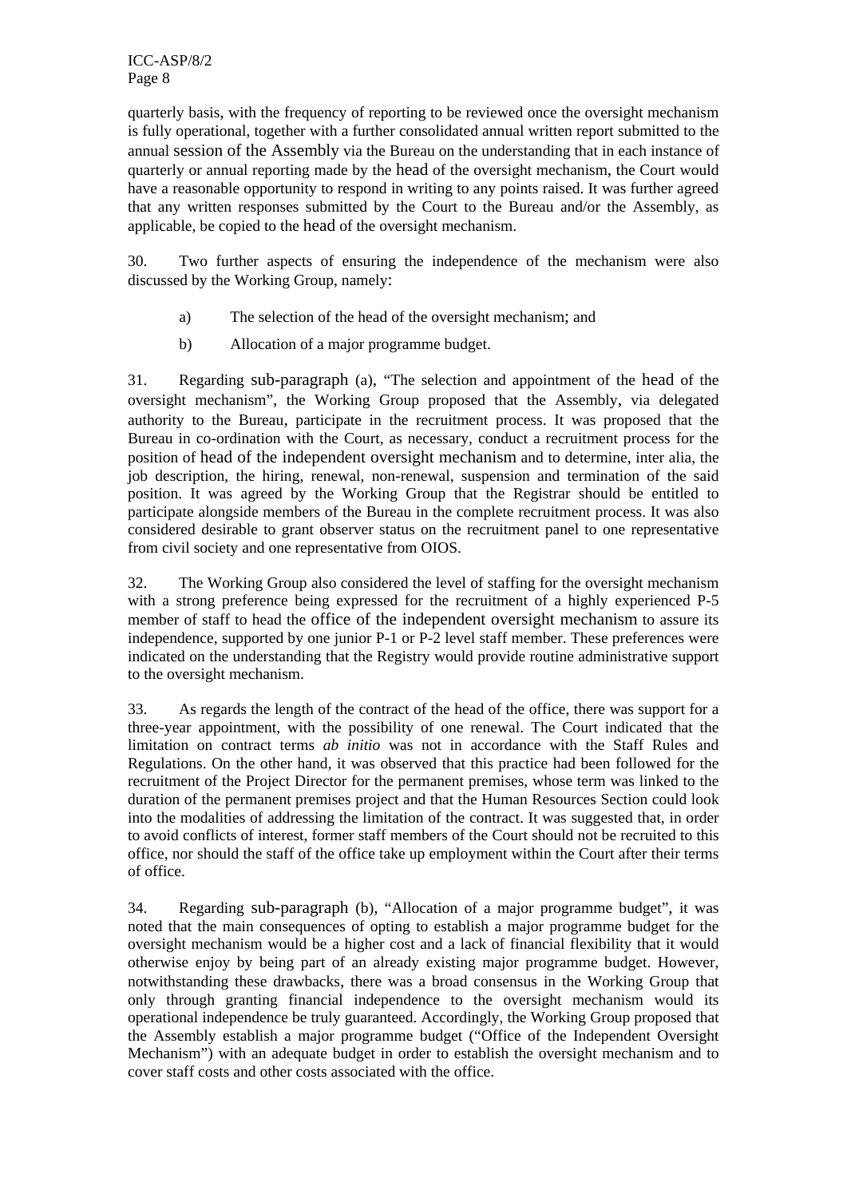quarterly basis, with the frequency of reporting to be reviewed once the oversight mechanism is fully operational, together with a further consolidated annual written report submitted to the annual session of the Assembly via the Bureau on the understanding that in each instance of quarterly or annual reporting made by the head of the oversight mechanism, the Court would have a reasonable opportunity to respond in writing to any points raised. It was further agreed that any written responses submitted by the Court to the Bureau and/or the Assembly, as applicable, be copied to the head of the oversight mechanism.

30. Two further aspects of ensuring the independence of the mechanism were also discussed by the Working Group, namely:

a) The selection of the head of the oversight mechanism; and

b) Allocation of a major programme budget.

31. Regarding sub-paragraph (a), "The selection and appointment of the head of the oversight mechanism", the Working Group proposed that the Assembly, via delegated authority to the Bureau, participate in the recruitment process. It was proposed that the Bureau in co-ordination with the Court, as necessary, conduct a recruitment process for the position of head of the independent oversight mechanism and to determine, inter alia, the job description, the hiring, renewal, non-renewal, suspension and termination of the said position. It was agreed by the Working Group that the Registrar should be entitled to participate alongside members of the Bureau in the complete recruitment process. It was also considered desirable to grant observer status on the recruitment panel to one representative from civil society and one representative from OIOS.

32. The Working Group also considered the level of staffing for the oversight mechanism with a strong preference being expressed for the recruitment of a highly experienced P-5 member of staff to head the office of the independent oversight mechanism to assure its independence, supported by one junior P-1 or P-2 level staff member. These preferences were indicated on the understanding that the Registry would provide routine administrative support to the oversight mechanism.

33. As regards the length of the contract of the head of the office, there was support for a three-year appointment, with the possibility of one renewal. The Court indicated that the limitation on contract terms *ab initio* was not in accordance with the Staff Rules and Regulations. On the other hand, it was observed that this practice had been followed for the recruitment of the Project Director for the permanent premises, whose term was linked to the duration of the permanent premises project and that the Human Resources Section could look into the modalities of addressing the limitation of the contract. It was suggested that, in order to avoid conflicts of interest, former staff members of the Court should not be recruited to this office, nor should the staff of the office take up employment within the Court after their terms of office.

34. Regarding sub-paragraph (b), "Allocation of a major programme budget", it was noted that the main consequences of opting to establish a major programme budget for the oversight mechanism would be a higher cost and a lack of financial flexibility that it would otherwise enjoy by being part of an already existing major programme budget. However, notwithstanding these drawbacks, there was a broad consensus in the Working Group that only through granting financial independence to the oversight mechanism would its operational independence be truly guaranteed. Accordingly, the Working Group proposed that the Assembly establish a major programme budget ("Office of the Independent Oversight Mechanism") with an adequate budget in order to establish the oversight mechanism and to cover staff costs and other costs associated with the office.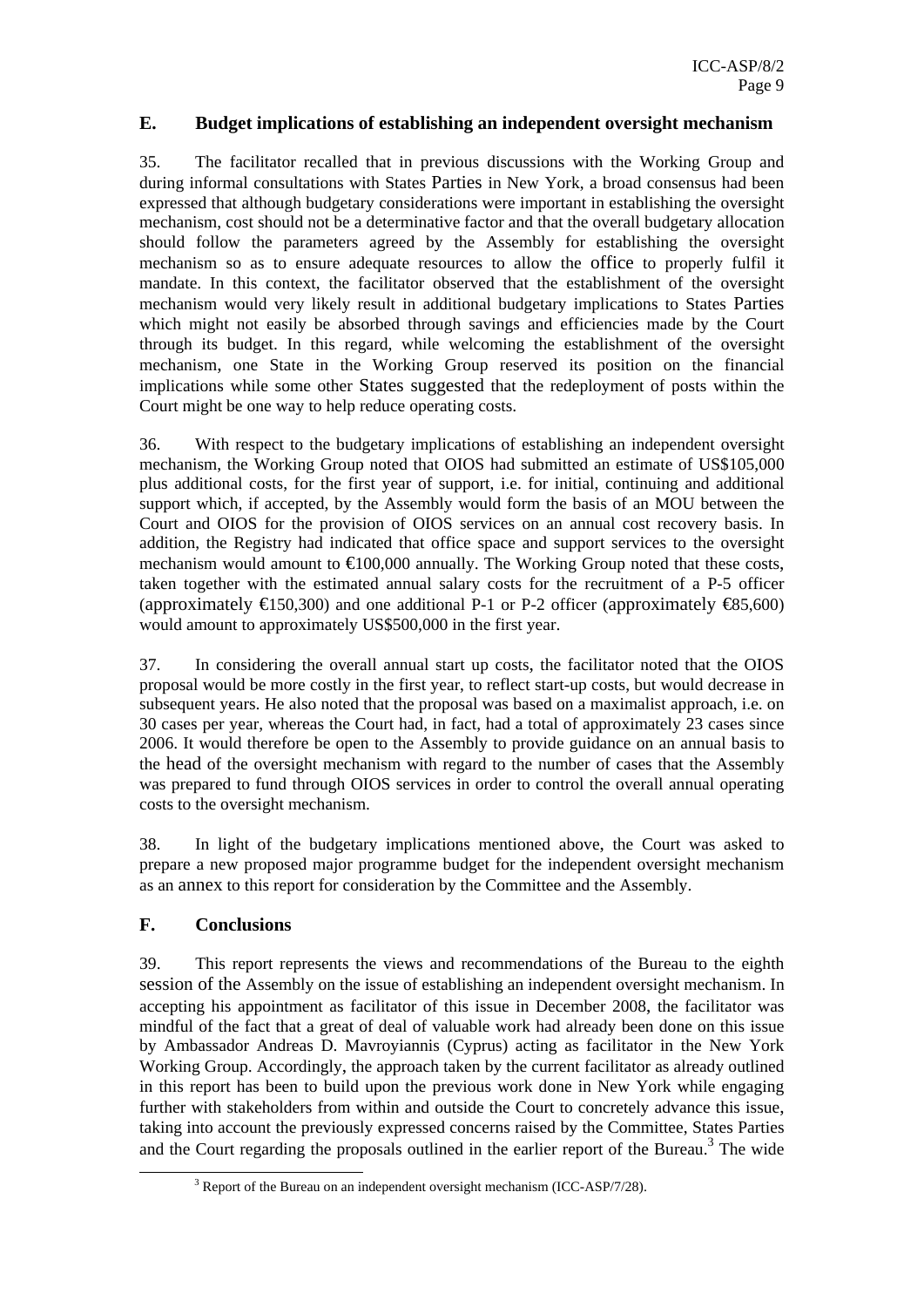## E. Budget implications of establishing an independent oversight mechanism

35. The facilitator recalled that in previous discussions with the Working Group and during informal consultations with States Parties in New York, a broad consensus had been expressed that although budgetary considerations were important in establishing the oversight mechanism, cost should not be a determinative factor and that the overall budgetary allocation should follow the parameters agreed by the Assembly for establishing the oversight mechanism so as to ensure adequate resources to allow the office to properly fulfil it mandate. In this context, the facilitator observed that the establishment of the oversight mechanism would very likely result in additional budgetary implications to States Parties which might not easily be absorbed through savings and efficiencies made by the Court through its budget. In this regard, while welcoming the establishment of the oversight mechanism, one State in the Working Group reserved its position on the financial implications while some other States suggested that the redeployment of posts within the Court might be one way to help reduce operating costs.

36. With respect to the budgetary implications of establishing an independent oversight mechanism, the Working Group noted that OIOS had submitted an estimate of US$105,000 plus additional costs, for the first year of support, i.e. for initial, continuing and additional support which, if accepted, by the Assembly would form the basis of an MOU between the Court and OIOS for the provision of OIOS services on an annual cost recovery basis. In addition, the Registry had indicated that office space and support services to the oversight mechanism would amount to €100,000 annually. The Working Group noted that these costs, taken together with the estimated annual salary costs for the recruitment of a P-5 officer (approximately €150,300) and one additional P-1 or P-2 officer (approximately €85,600) would amount to approximately US$500,000 in the first year.

37. In considering the overall annual start up costs, the facilitator noted that the OIOS proposal would be more costly in the first year, to reflect start-up costs, but would decrease in subsequent years. He also noted that the proposal was based on a maximalist approach, i.e. on 30 cases per year, whereas the Court had, in fact, had a total of approximately 23 cases since 2006. It would therefore be open to the Assembly to provide guidance on an annual basis to the head of the oversight mechanism with regard to the number of cases that the Assembly was prepared to fund through OIOS services in order to control the overall annual operating costs to the oversight mechanism.

38. In light of the budgetary implications mentioned above, the Court was asked to prepare a new proposed major programme budget for the independent oversight mechanism as an annex to this report for consideration by the Committee and the Assembly.

## F. Conclusions

39. This report represents the views and recommendations of the Bureau to the eighth session of the Assembly on the issue of establishing an independent oversight mechanism. In accepting his appointment as facilitator of this issue in December 2008, the facilitator was mindful of the fact that a great of deal of valuable work had already been done on this issue by Ambassador Andreas D. Mavroyiannis (Cyprus) acting as facilitator in the New York Working Group. Accordingly, the approach taken by the current facilitator as already outlined in this report has been to build upon the previous work done in New York while engaging further with stakeholders from within and outside the Court to concretely advance this issue, taking into account the previously expressed concerns raised by the Committee, States Parties and the Court regarding the proposals outlined in the earlier report of the Bureau.[3] The wide

[3] Report of the Bureau on an independent oversight mechanism (ICC-ASP/7/28).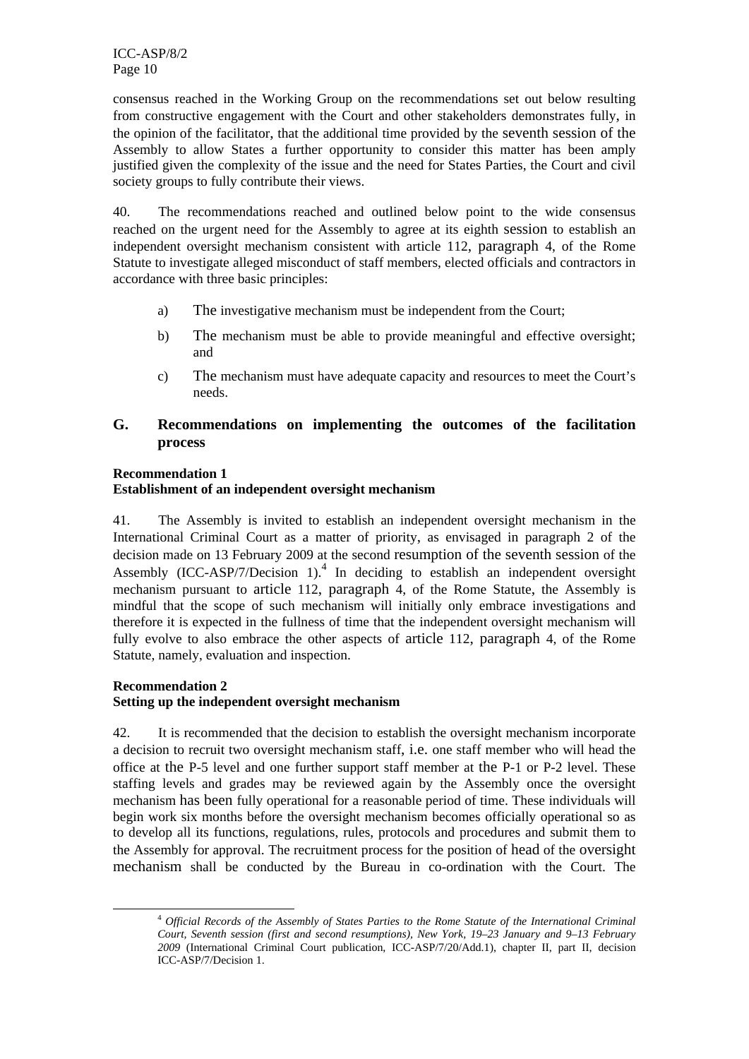consensus reached in the Working Group on the recommendations set out below resulting from constructive engagement with the Court and other stakeholders demonstrates fully, in the opinion of the facilitator, that the additional time provided by the seventh session of the Assembly to allow States a further opportunity to consider this matter has been amply justified given the complexity of the issue and the need for States Parties, the Court and civil society groups to fully contribute their views.

40. The recommendations reached and outlined below point to the wide consensus reached on the urgent need for the Assembly to agree at its eighth session to establish an independent oversight mechanism consistent with article 112, paragraph 4, of the Rome Statute to investigate alleged misconduct of staff members, elected officials and contractors in accordance with three basic principles:

a) The investigative mechanism must be independent from the Court;

b) The mechanism must be able to provide meaningful and effective oversight; and

c) The mechanism must have adequate capacity and resources to meet the Court's needs.

## G. Recommendations on implementing the outcomes of the facilitation process

**Recommendation 1**
**Establishment of an independent oversight mechanism**

41. The Assembly is invited to establish an independent oversight mechanism in the International Criminal Court as a matter of priority, as envisaged in paragraph 2 of the decision made on 13 February 2009 at the second resumption of the seventh session of the Assembly (ICC-ASP/7/Decision 1).[4] In deciding to establish an independent oversight mechanism pursuant to article 112, paragraph 4, of the Rome Statute, the Assembly is mindful that the scope of such mechanism will initially only embrace investigations and therefore it is expected in the fullness of time that the independent oversight mechanism will fully evolve to also embrace the other aspects of article 112, paragraph 4, of the Rome Statute, namely, evaluation and inspection.

**Recommendation 2**
**Setting up the independent oversight mechanism**

42. It is recommended that the decision to establish the oversight mechanism incorporate a decision to recruit two oversight mechanism staff, i.e. one staff member who will head the office at the P-5 level and one further support staff member at the P-1 or P-2 level. These staffing levels and grades may be reviewed again by the Assembly once the oversight mechanism has been fully operational for a reasonable period of time. These individuals will begin work six months before the oversight mechanism becomes officially operational so as to develop all its functions, regulations, rules, protocols and procedures and submit them to the Assembly for approval. The recruitment process for the position of head of the oversight mechanism shall be conducted by the Bureau in co-ordination with the Court. The

[4] *Official Records of the Assembly of States Parties to the Rome Statute of the International Criminal Court, Seventh session (first and second resumptions), New York, 19–23 January and 9–13 February 2009* (International Criminal Court publication, ICC-ASP/7/20/Add.1), chapter II, part II, decision ICC-ASP/7/Decision 1.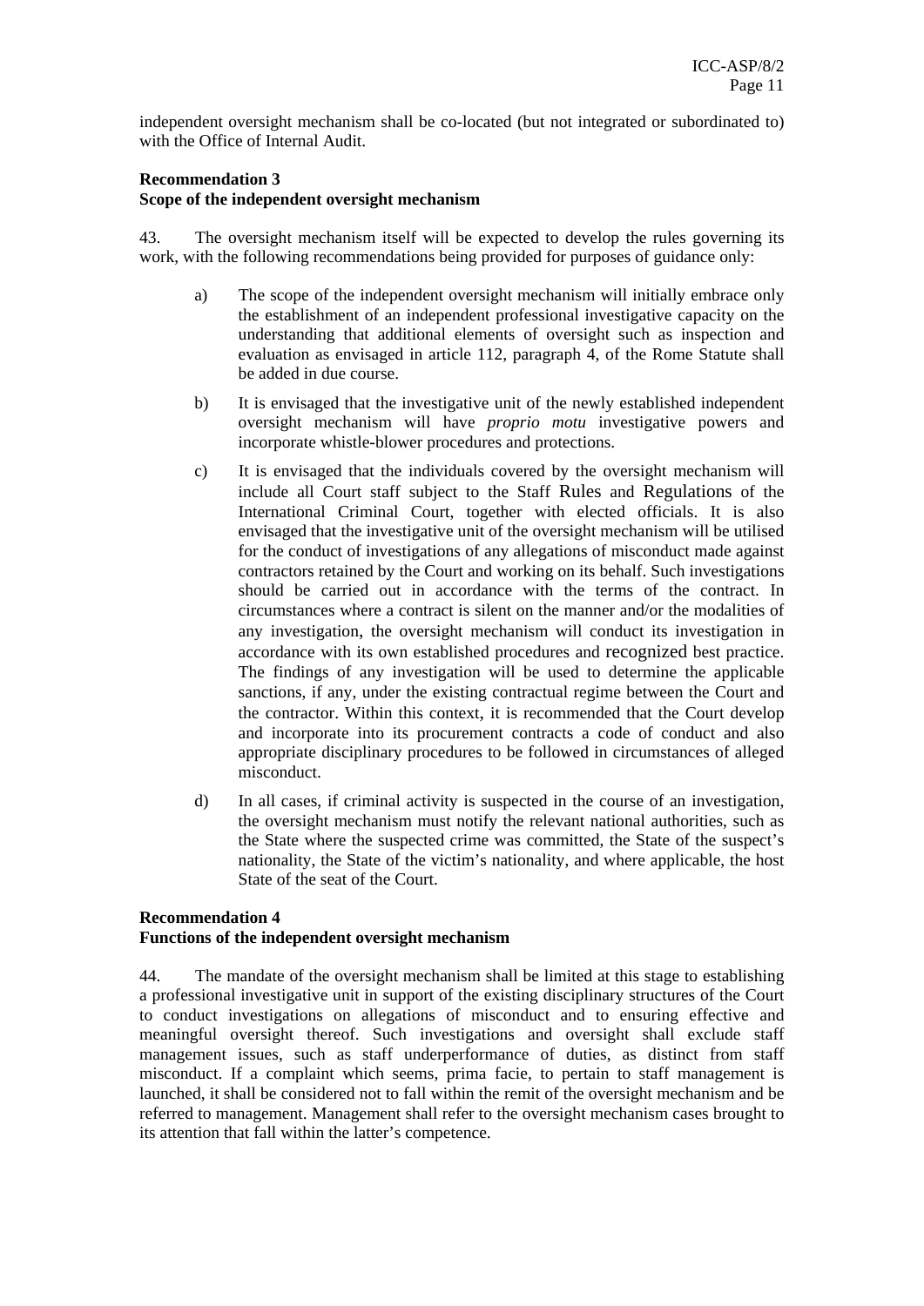independent oversight mechanism shall be co-located (but not integrated or subordinated to) with the Office of Internal Audit.

**Recommendation 3**
**Scope of the independent oversight mechanism**

43. The oversight mechanism itself will be expected to develop the rules governing its work, with the following recommendations being provided for purposes of guidance only:

a) The scope of the independent oversight mechanism will initially embrace only the establishment of an independent professional investigative capacity on the understanding that additional elements of oversight such as inspection and evaluation as envisaged in article 112, paragraph 4, of the Rome Statute shall be added in due course.

b) It is envisaged that the investigative unit of the newly established independent oversight mechanism will have *proprio motu* investigative powers and incorporate whistle-blower procedures and protections.

c) It is envisaged that the individuals covered by the oversight mechanism will include all Court staff subject to the Staff Rules and Regulations of the International Criminal Court, together with elected officials. It is also envisaged that the investigative unit of the oversight mechanism will be utilised for the conduct of investigations of any allegations of misconduct made against contractors retained by the Court and working on its behalf. Such investigations should be carried out in accordance with the terms of the contract. In circumstances where a contract is silent on the manner and/or the modalities of any investigation, the oversight mechanism will conduct its investigation in accordance with its own established procedures and recognized best practice. The findings of any investigation will be used to determine the applicable sanctions, if any, under the existing contractual regime between the Court and the contractor. Within this context, it is recommended that the Court develop and incorporate into its procurement contracts a code of conduct and also appropriate disciplinary procedures to be followed in circumstances of alleged misconduct.

d) In all cases, if criminal activity is suspected in the course of an investigation, the oversight mechanism must notify the relevant national authorities, such as the State where the suspected crime was committed, the State of the suspect's nationality, the State of the victim's nationality, and where applicable, the host State of the seat of the Court.

**Recommendation 4**
**Functions of the independent oversight mechanism**

44. The mandate of the oversight mechanism shall be limited at this stage to establishing a professional investigative unit in support of the existing disciplinary structures of the Court to conduct investigations on allegations of misconduct and to ensuring effective and meaningful oversight thereof. Such investigations and oversight shall exclude staff management issues, such as staff underperformance of duties, as distinct from staff misconduct. If a complaint which seems, prima facie, to pertain to staff management is launched, it shall be considered not to fall within the remit of the oversight mechanism and be referred to management. Management shall refer to the oversight mechanism cases brought to its attention that fall within the latter's competence.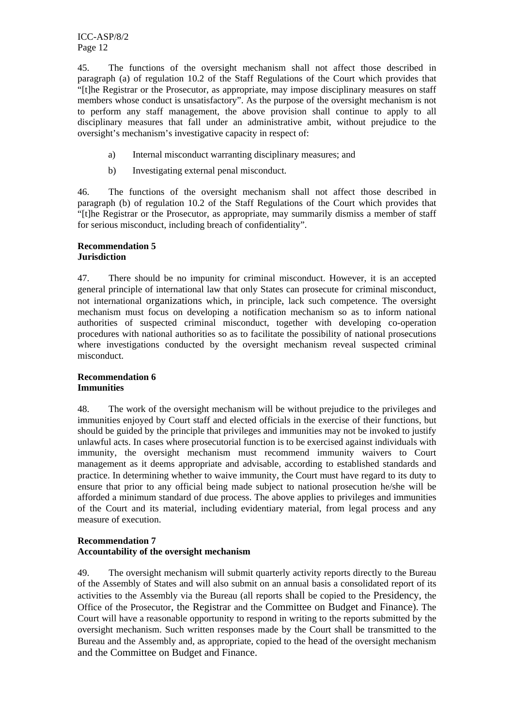45. The functions of the oversight mechanism shall not affect those described in paragraph (a) of regulation 10.2 of the Staff Regulations of the Court which provides that "[t]he Registrar or the Prosecutor, as appropriate, may impose disciplinary measures on staff members whose conduct is unsatisfactory". As the purpose of the oversight mechanism is not to perform any staff management, the above provision shall continue to apply to all disciplinary measures that fall under an administrative ambit, without prejudice to the oversight's mechanism's investigative capacity in respect of:

a) Internal misconduct warranting disciplinary measures; and

b) Investigating external penal misconduct.

46. The functions of the oversight mechanism shall not affect those described in paragraph (b) of regulation 10.2 of the Staff Regulations of the Court which provides that "[t]he Registrar or the Prosecutor, as appropriate, may summarily dismiss a member of staff for serious misconduct, including breach of confidentiality".

**Recommendation 5**
**Jurisdiction**

47. There should be no impunity for criminal misconduct. However, it is an accepted general principle of international law that only States can prosecute for criminal misconduct, not international organizations which, in principle, lack such competence. The oversight mechanism must focus on developing a notification mechanism so as to inform national authorities of suspected criminal misconduct, together with developing co-operation procedures with national authorities so as to facilitate the possibility of national prosecutions where investigations conducted by the oversight mechanism reveal suspected criminal misconduct.

**Recommendation 6**
**Immunities**

48. The work of the oversight mechanism will be without prejudice to the privileges and immunities enjoyed by Court staff and elected officials in the exercise of their functions, but should be guided by the principle that privileges and immunities may not be invoked to justify unlawful acts. In cases where prosecutorial function is to be exercised against individuals with immunity, the oversight mechanism must recommend immunity waivers to Court management as it deems appropriate and advisable, according to established standards and practice. In determining whether to waive immunity, the Court must have regard to its duty to ensure that prior to any official being made subject to national prosecution he/she will be afforded a minimum standard of due process. The above applies to privileges and immunities of the Court and its material, including evidentiary material, from legal process and any measure of execution.

**Recommendation 7**
**Accountability of the oversight mechanism**

49. The oversight mechanism will submit quarterly activity reports directly to the Bureau of the Assembly of States and will also submit on an annual basis a consolidated report of its activities to the Assembly via the Bureau (all reports shall be copied to the Presidency, the Office of the Prosecutor, the Registrar and the Committee on Budget and Finance). The Court will have a reasonable opportunity to respond in writing to the reports submitted by the oversight mechanism. Such written responses made by the Court shall be transmitted to the Bureau and the Assembly and, as appropriate, copied to the head of the oversight mechanism and the Committee on Budget and Finance.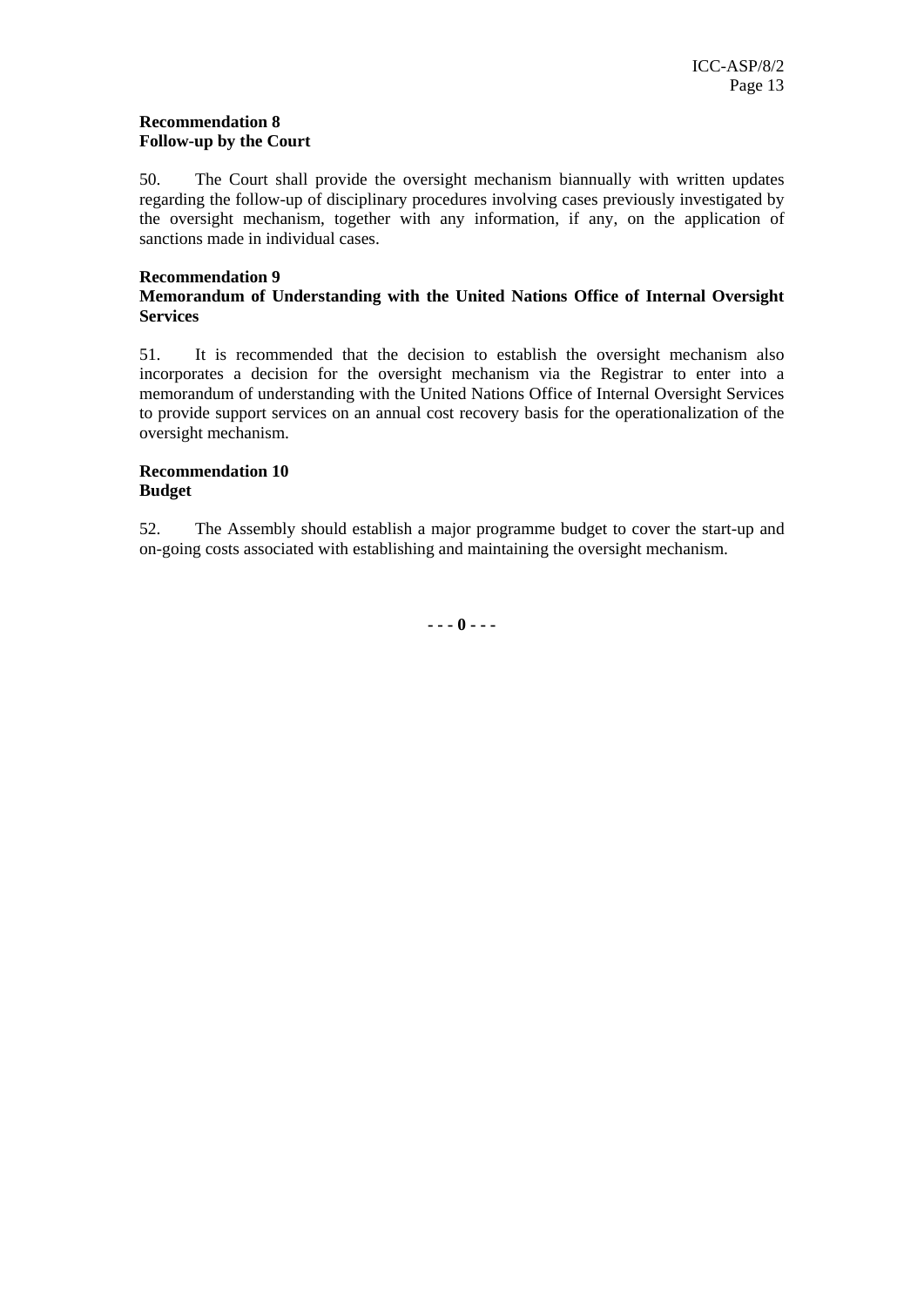**Recommendation 8**
**Follow-up by the Court**

50. The Court shall provide the oversight mechanism biannually with written updates regarding the follow-up of disciplinary procedures involving cases previously investigated by the oversight mechanism, together with any information, if any, on the application of sanctions made in individual cases.

**Recommendation 9**
**Memorandum of Understanding with the United Nations Office of Internal Oversight Services**

51. It is recommended that the decision to establish the oversight mechanism also incorporates a decision for the oversight mechanism via the Registrar to enter into a memorandum of understanding with the United Nations Office of Internal Oversight Services to provide support services on an annual cost recovery basis for the operationalization of the oversight mechanism.

**Recommendation 10**
**Budget**

52. The Assembly should establish a major programme budget to cover the start-up and on-going costs associated with establishing and maintaining the oversight mechanism.

**- - - 0 - - -**